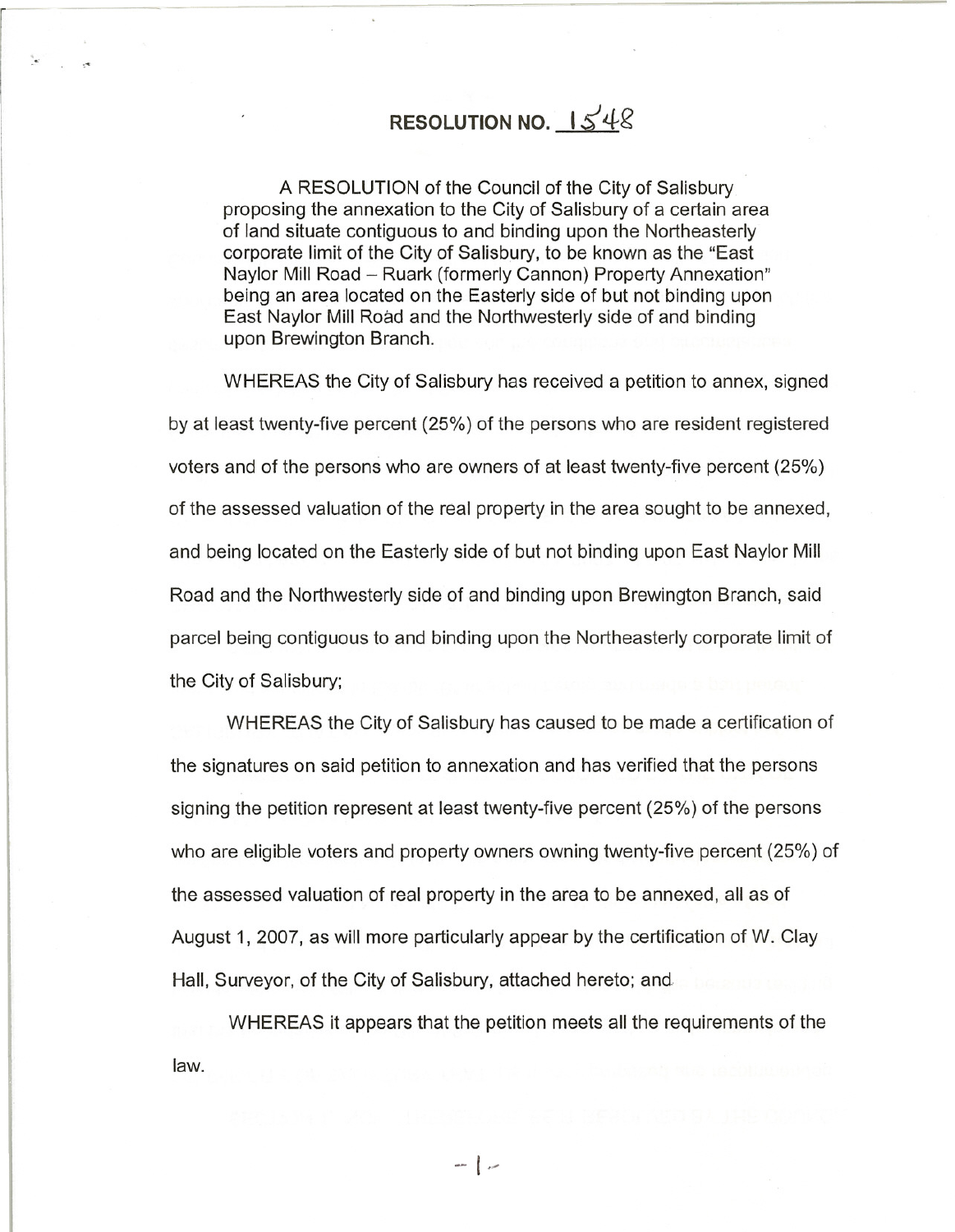# RESOLUTION NO. 1548

A RESOLUTION of the Council of the City of Salisbury proposing the annexation to the City of Salisbury of a certain area of land situate contiguous to and binding upon the Northeasterly corporate limit of the City of Salisbury, to be known as the "East Naylor Mill Road – Ruark (formerly Cannon) Property Annexation" being an area located on the Easterly side of but not binding upon East Naylor Mill Road and the Northwesterly side of and binding upon Brewington Branch.

WHEREAS the City of Salisbury has received a petition to annex, signed by at least twenty-five percent (25%) of the persons who are resident registered voters and of the persons who are owners of at least twenty-five percent (25%) of the assessed valuation of the real property in the area sought to be annexed, and being located on the Easterly side of but not binding upon East Naylor Mill Road and the Northwesterly side of and binding upon Brewington Branch, said parcel being contiguous to and binding upon the Northeasterly corporate limit of the City of Salisbury;

WHEREAS the City of Salisbury has caused to be made a certification of the signatures on said petition to annexation and has verified that the persons signing the petition represent at least twenty-five percent (25%) of the persons who are eligible voters and property owners owning twenty-five percent (25%) of the assessed valuation of real property in the area to be annexed, all as of August 1, 2007, as will more particularly appear by the certification of W. Clay Hall, Surveyor, of the City of Salisbury, attached hereto; and

WHEREAS it appears that the petition meets all the requirements of the law.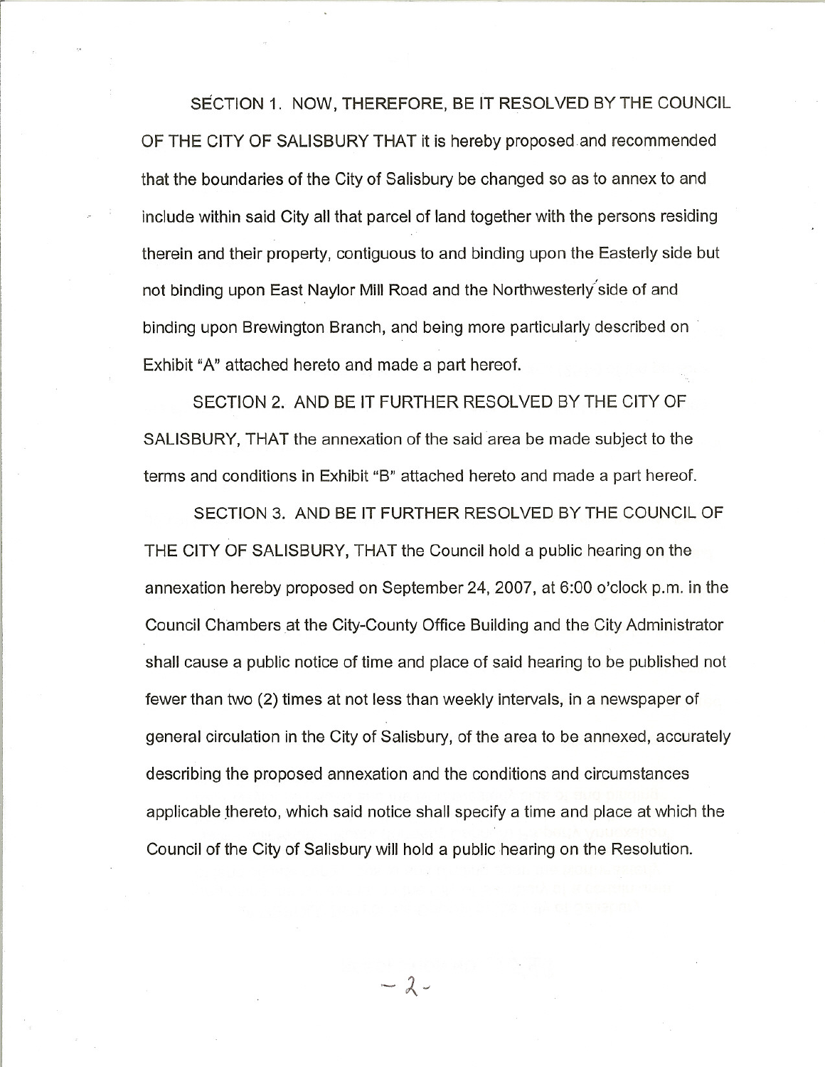SECTION 1. NOW, THEREFORE, BE IT RESOLVED BY THE COUNCIL OF THE CITY OF SALISBURY THAT it is hereby proposed and recommended that the boundaries of the City of Salisbury be changed so as to annex to and include within said City all that parcel of land together with the persons residing therein and their property, contiguous to and binding upon the Easterly side but not binding upon East Naylor Mill Road and the Northwesterly side of and binding upon Brewington Branch, and being more particularly described on Exhibit "A" attached hereto and made a part hereof.

SECTION 2. AND BE IT FURTHER RESOLVED BY THE CITY OF SALISBURY, THAT the annexation of the said area be made subject to the terms and conditions in Exhibit "B" attached hereto and made a part hereof.

SECTION 3. AND BE IT FURTHER RESOLVED BY THE COUNCIL OF THE CITY OF SALISBURY, THAT the Council hold a public hearing on the annexation hereby proposed on September 24, 2007, at 6:00 o'clock p.m. in the Council Chambers at the City-County Office Building and the City Administrator shall cause a public notice of time and place of said hearing to be published not fewer than two (2) times at not less than weekly intervals, in a newspaper of general circulation in the City of Salisbury, of the area to be annexed, accurately describing the proposed annexation and the conditions and circumstances applicable thereto, which said notice shall specify a time and place at which the Council of the City of Salisbury will hold a public hearing on the Resolution.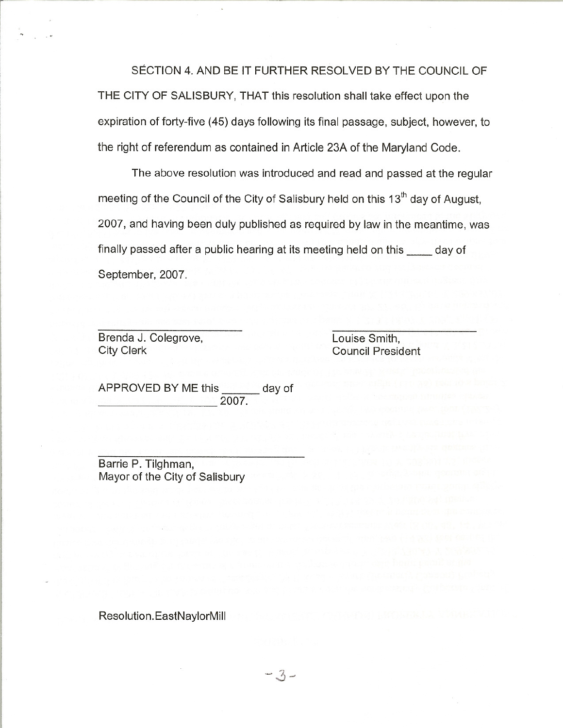SECTION 4. AND BE IT FURTHER RESOLVED BY THE COUNCIL OF THE CITY OF SALISBURY, THAT this resolution shall take effect upon the expiration of forty-five (45) days following its final passage, subject, however, to the right of referendum as contained in Article 23A of the Maryland Code.

The above resolution was introduced and read and passed at the regular meeting of the Council of the City of Salisbury held on this 13th day of August, 2007, and having been duly published as required by law in the meantime, was finally passed after a public hearing at its meeting held on this ____ day of September, 2007.

______________________
Brenda J. Colegrove,
City Clerk

______________________
Louise Smith,
Council President

APPROVED BY ME this ______ day of
__________________ 2007.

______________________________
Barrie P. Tilghman,
Mayor of the City of Salisbury

Resolution.EastNaylorMill